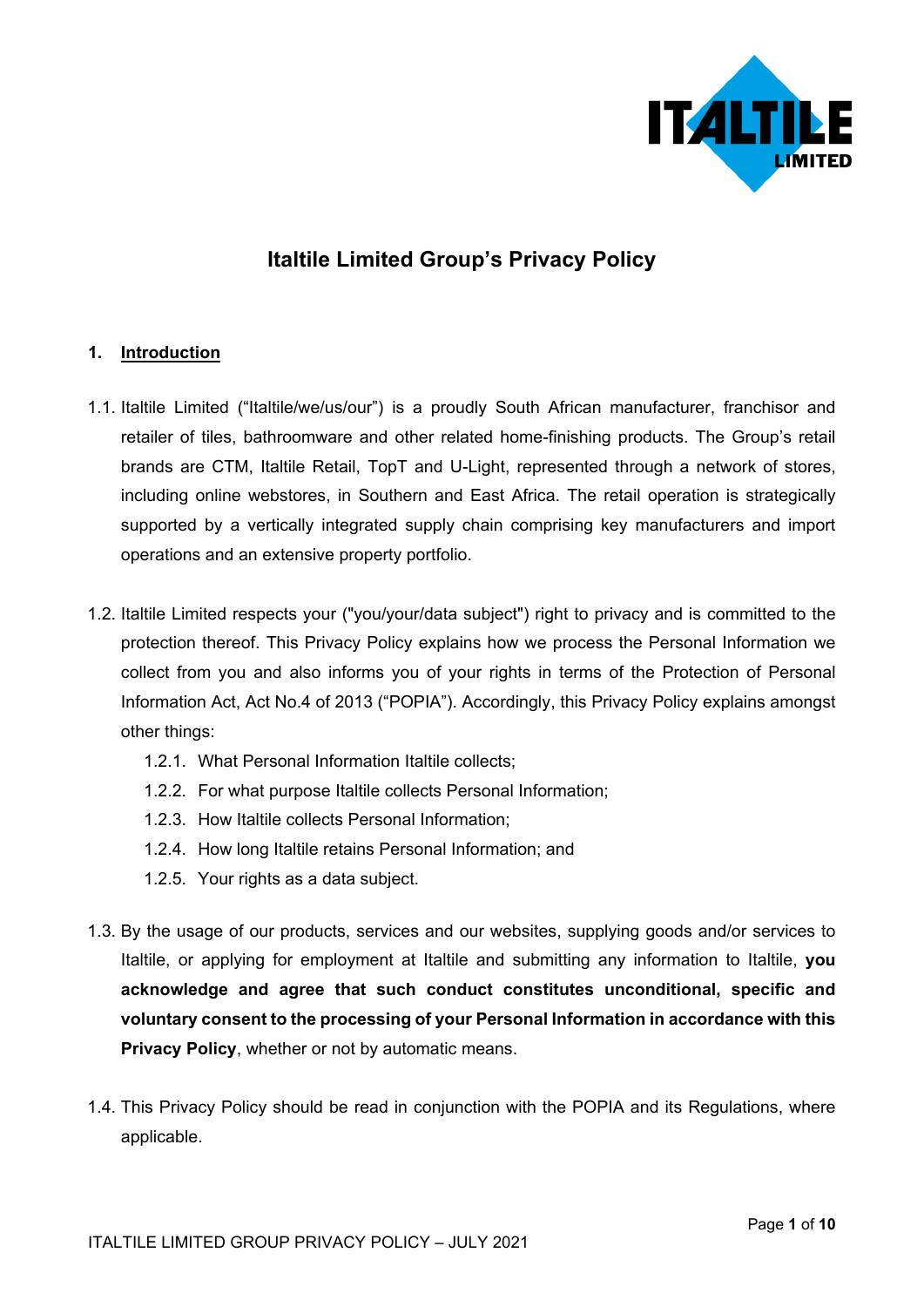# Italtile Limited Group's Privacy Policy

## 1. Introduction

1.1. Italtile Limited ("Italtile/we/us/our") is a proudly South African manufacturer, franchisor and retailer of tiles, bathroomware and other related home-finishing products. The Group's retail brands are CTM, Italtile Retail, TopT and U-Light, represented through a network of stores, including online webstores, in Southern and East Africa. The retail operation is strategically supported by a vertically integrated supply chain comprising key manufacturers and import operations and an extensive property portfolio.

1.2. Italtile Limited respects your ("you/your/data subject") right to privacy and is committed to the protection thereof. This Privacy Policy explains how we process the Personal Information we collect from you and also informs you of your rights in terms of the Protection of Personal Information Act, Act No.4 of 2013 ("POPIA"). Accordingly, this Privacy Policy explains amongst other things:

- 1.2.1. What Personal Information Italtile collects;
- 1.2.2. For what purpose Italtile collects Personal Information;
- 1.2.3. How Italtile collects Personal Information;
- 1.2.4. How long Italtile retains Personal Information; and
- 1.2.5. Your rights as a data subject.

1.3. By the usage of our products, services and our websites, supplying goods and/or services to Italtile, or applying for employment at Italtile and submitting any information to Italtile, **you acknowledge and agree that such conduct constitutes unconditional, specific and voluntary consent to the processing of your Personal Information in accordance with this Privacy Policy**, whether or not by automatic means.

1.4. This Privacy Policy should be read in conjunction with the POPIA and its Regulations, where applicable.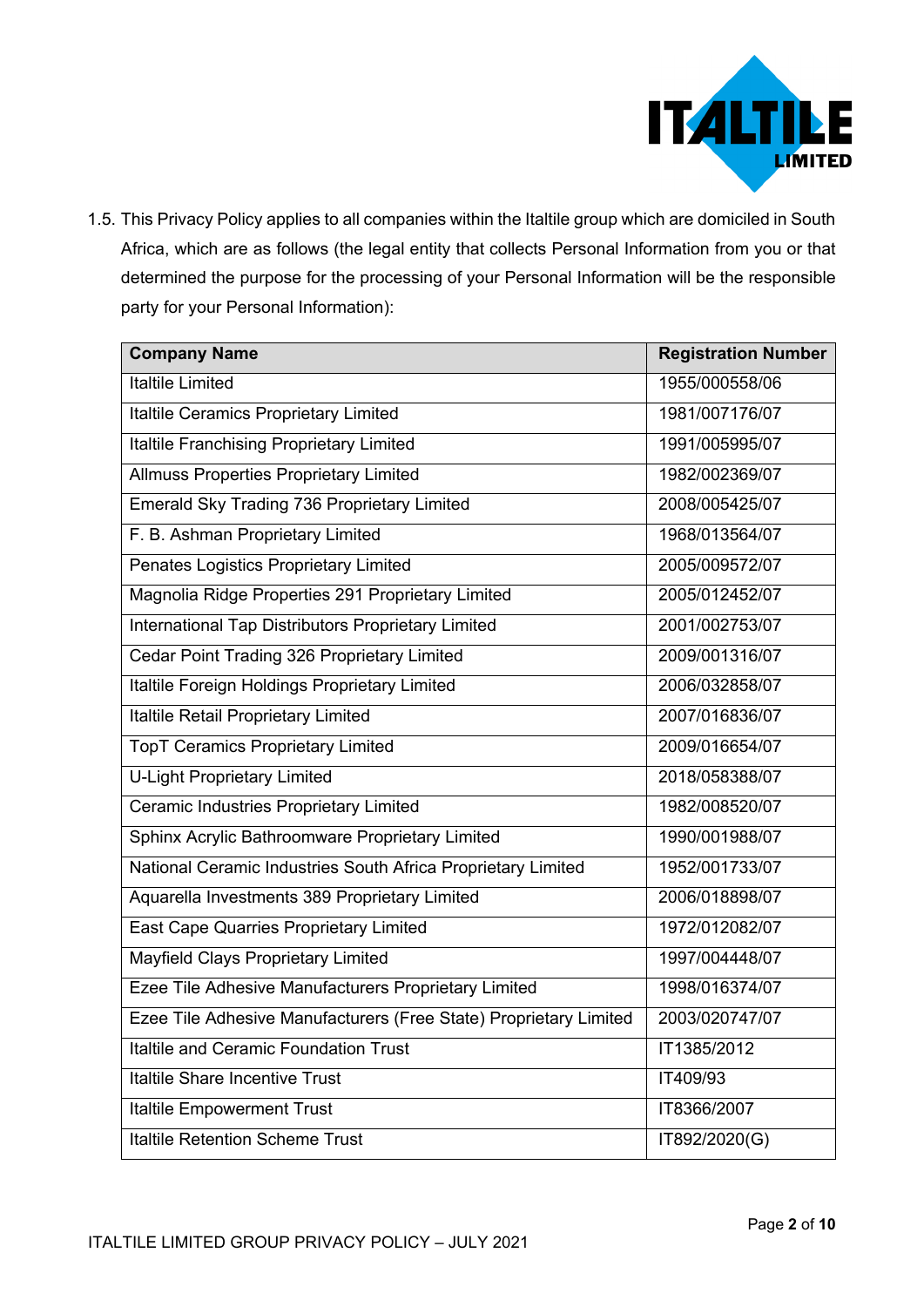1.5. This Privacy Policy applies to all companies within the Italtile group which are domiciled in South Africa, which are as follows (the legal entity that collects Personal Information from you or that determined the purpose for the processing of your Personal Information will be the responsible party for your Personal Information):

| Company Name | Registration Number |
|---|---|
| Italtile Limited | 1955/000558/06 |
| Italtile Ceramics Proprietary Limited | 1981/007176/07 |
| Italtile Franchising Proprietary Limited | 1991/005995/07 |
| Allmuss Properties Proprietary Limited | 1982/002369/07 |
| Emerald Sky Trading 736 Proprietary Limited | 2008/005425/07 |
| F. B. Ashman Proprietary Limited | 1968/013564/07 |
| Penates Logistics Proprietary Limited | 2005/009572/07 |
| Magnolia Ridge Properties 291 Proprietary Limited | 2005/012452/07 |
| International Tap Distributors Proprietary Limited | 2001/002753/07 |
| Cedar Point Trading 326 Proprietary Limited | 2009/001316/07 |
| Italtile Foreign Holdings Proprietary Limited | 2006/032858/07 |
| Italtile Retail Proprietary Limited | 2007/016836/07 |
| TopT Ceramics Proprietary Limited | 2009/016654/07 |
| U-Light Proprietary Limited | 2018/058388/07 |
| Ceramic Industries Proprietary Limited | 1982/008520/07 |
| Sphinx Acrylic Bathroomware Proprietary Limited | 1990/001988/07 |
| National Ceramic Industries South Africa Proprietary Limited | 1952/001733/07 |
| Aquarella Investments 389 Proprietary Limited | 2006/018898/07 |
| East Cape Quarries Proprietary Limited | 1972/012082/07 |
| Mayfield Clays Proprietary Limited | 1997/004448/07 |
| Ezee Tile Adhesive Manufacturers Proprietary Limited | 1998/016374/07 |
| Ezee Tile Adhesive Manufacturers (Free State) Proprietary Limited | 2003/020747/07 |
| Italtile and Ceramic Foundation Trust | IT1385/2012 |
| Italtile Share Incentive Trust | IT409/93 |
| Italtile Empowerment Trust | IT8366/2007 |
| Italtile Retention Scheme Trust | IT892/2020(G) |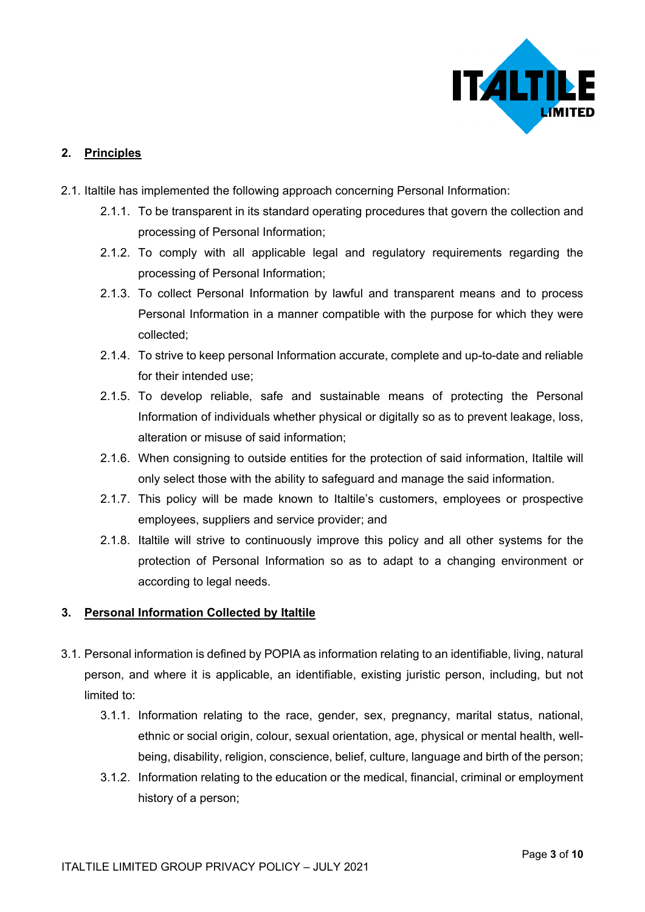## 2. Principles

2.1. Italtile has implemented the following approach concerning Personal Information:

2.1.1. To be transparent in its standard operating procedures that govern the collection and processing of Personal Information;

2.1.2. To comply with all applicable legal and regulatory requirements regarding the processing of Personal Information;

2.1.3. To collect Personal Information by lawful and transparent means and to process Personal Information in a manner compatible with the purpose for which they were collected;

2.1.4. To strive to keep personal Information accurate, complete and up-to-date and reliable for their intended use;

2.1.5. To develop reliable, safe and sustainable means of protecting the Personal Information of individuals whether physical or digitally so as to prevent leakage, loss, alteration or misuse of said information;

2.1.6. When consigning to outside entities for the protection of said information, Italtile will only select those with the ability to safeguard and manage the said information.

2.1.7. This policy will be made known to Italtile's customers, employees or prospective employees, suppliers and service provider; and

2.1.8. Italtile will strive to continuously improve this policy and all other systems for the protection of Personal Information so as to adapt to a changing environment or according to legal needs.

## 3. Personal Information Collected by Italtile

3.1. Personal information is defined by POPIA as information relating to an identifiable, living, natural person, and where it is applicable, an identifiable, existing juristic person, including, but not limited to:

3.1.1. Information relating to the race, gender, sex, pregnancy, marital status, national, ethnic or social origin, colour, sexual orientation, age, physical or mental health, well-being, disability, religion, conscience, belief, culture, language and birth of the person;

3.1.2. Information relating to the education or the medical, financial, criminal or employment history of a person;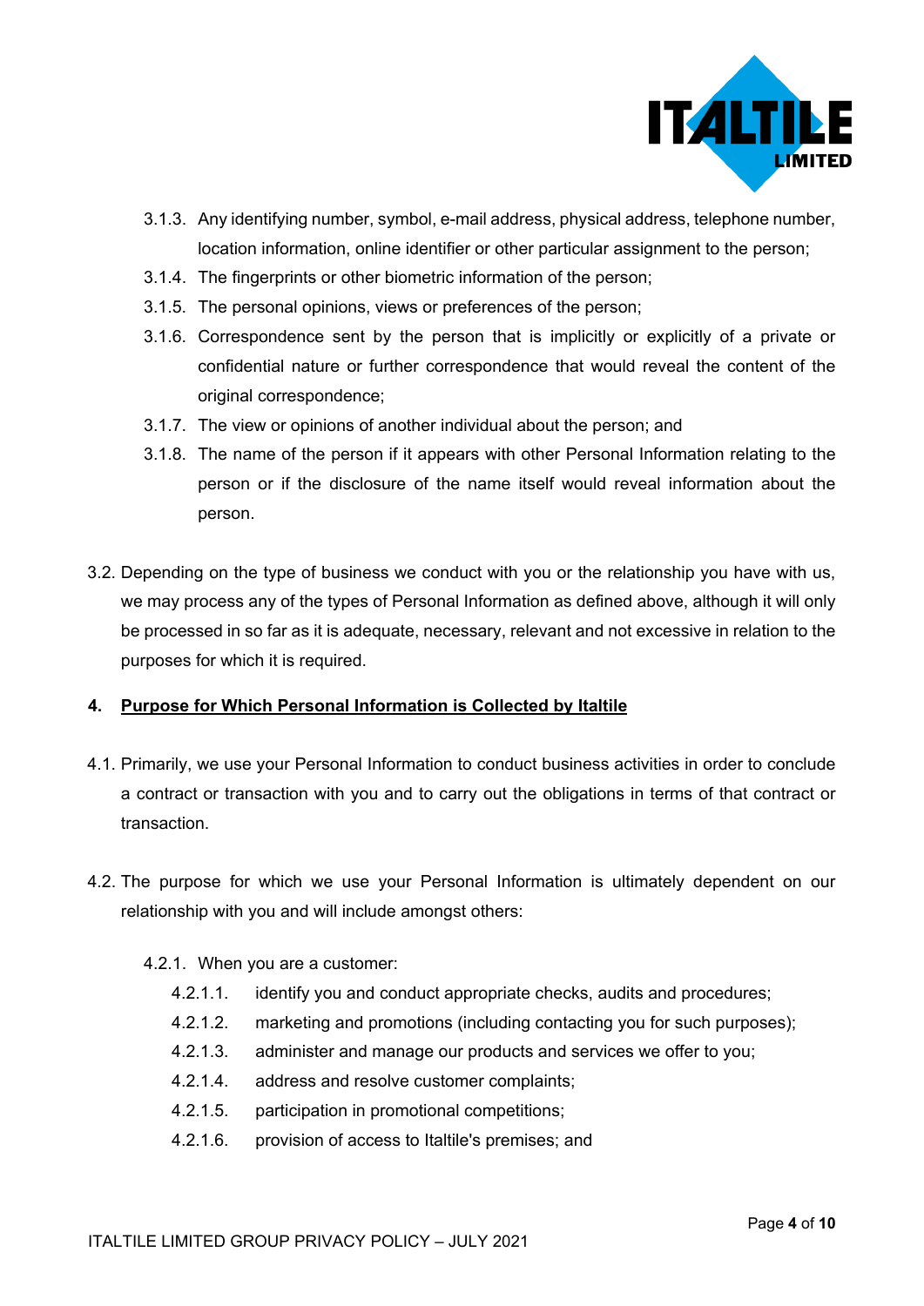3.1.3. Any identifying number, symbol, e-mail address, physical address, telephone number, location information, online identifier or other particular assignment to the person;

3.1.4. The fingerprints or other biometric information of the person;

3.1.5. The personal opinions, views or preferences of the person;

3.1.6. Correspondence sent by the person that is implicitly or explicitly of a private or confidential nature or further correspondence that would reveal the content of the original correspondence;

3.1.7. The view or opinions of another individual about the person; and

3.1.8. The name of the person if it appears with other Personal Information relating to the person or if the disclosure of the name itself would reveal information about the person.

3.2. Depending on the type of business we conduct with you or the relationship you have with us, we may process any of the types of Personal Information as defined above, although it will only be processed in so far as it is adequate, necessary, relevant and not excessive in relation to the purposes for which it is required.

## 4. Purpose for Which Personal Information is Collected by Italtile

4.1. Primarily, we use your Personal Information to conduct business activities in order to conclude a contract or transaction with you and to carry out the obligations in terms of that contract or transaction.

4.2. The purpose for which we use your Personal Information is ultimately dependent on our relationship with you and will include amongst others:

4.2.1. When you are a customer:

4.2.1.1. identify you and conduct appropriate checks, audits and procedures;

4.2.1.2. marketing and promotions (including contacting you for such purposes);

4.2.1.3. administer and manage our products and services we offer to you;

4.2.1.4. address and resolve customer complaints;

4.2.1.5. participation in promotional competitions;

4.2.1.6. provision of access to Italtile's premises; and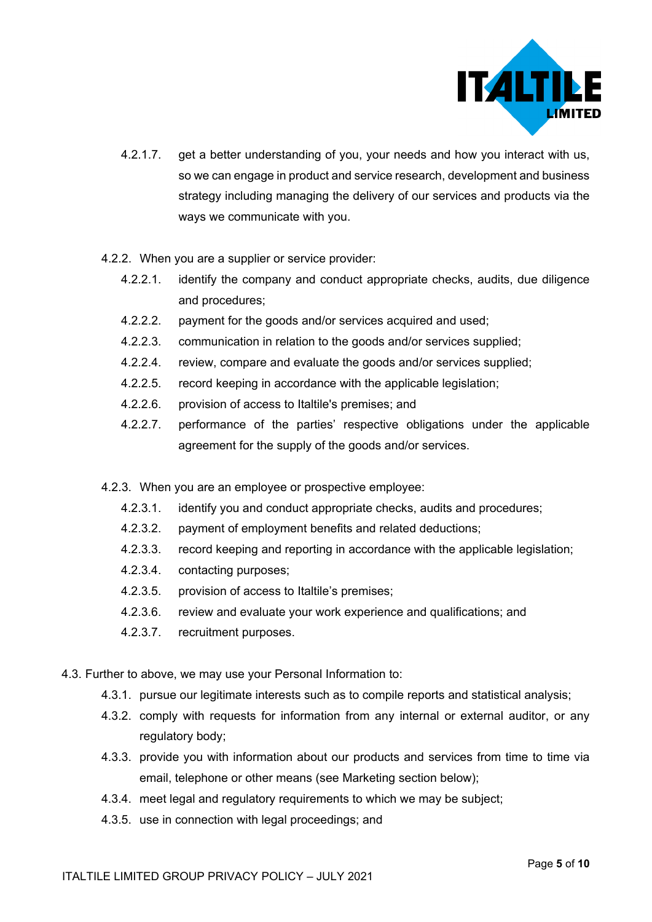4.2.1.7. get a better understanding of you, your needs and how you interact with us, so we can engage in product and service research, development and business strategy including managing the delivery of our services and products via the ways we communicate with you.

4.2.2. When you are a supplier or service provider:

4.2.2.1. identify the company and conduct appropriate checks, audits, due diligence and procedures;

4.2.2.2. payment for the goods and/or services acquired and used;

4.2.2.3. communication in relation to the goods and/or services supplied;

4.2.2.4. review, compare and evaluate the goods and/or services supplied;

4.2.2.5. record keeping in accordance with the applicable legislation;

4.2.2.6. provision of access to Italtile's premises; and

4.2.2.7. performance of the parties' respective obligations under the applicable agreement for the supply of the goods and/or services.

4.2.3. When you are an employee or prospective employee:

4.2.3.1. identify you and conduct appropriate checks, audits and procedures;

4.2.3.2. payment of employment benefits and related deductions;

4.2.3.3. record keeping and reporting in accordance with the applicable legislation;

4.2.3.4. contacting purposes;

4.2.3.5. provision of access to Italtile's premises;

4.2.3.6. review and evaluate your work experience and qualifications; and

4.2.3.7. recruitment purposes.

4.3. Further to above, we may use your Personal Information to:

4.3.1. pursue our legitimate interests such as to compile reports and statistical analysis;

4.3.2. comply with requests for information from any internal or external auditor, or any regulatory body;

4.3.3. provide you with information about our products and services from time to time via email, telephone or other means (see Marketing section below);

4.3.4. meet legal and regulatory requirements to which we may be subject;

4.3.5. use in connection with legal proceedings; and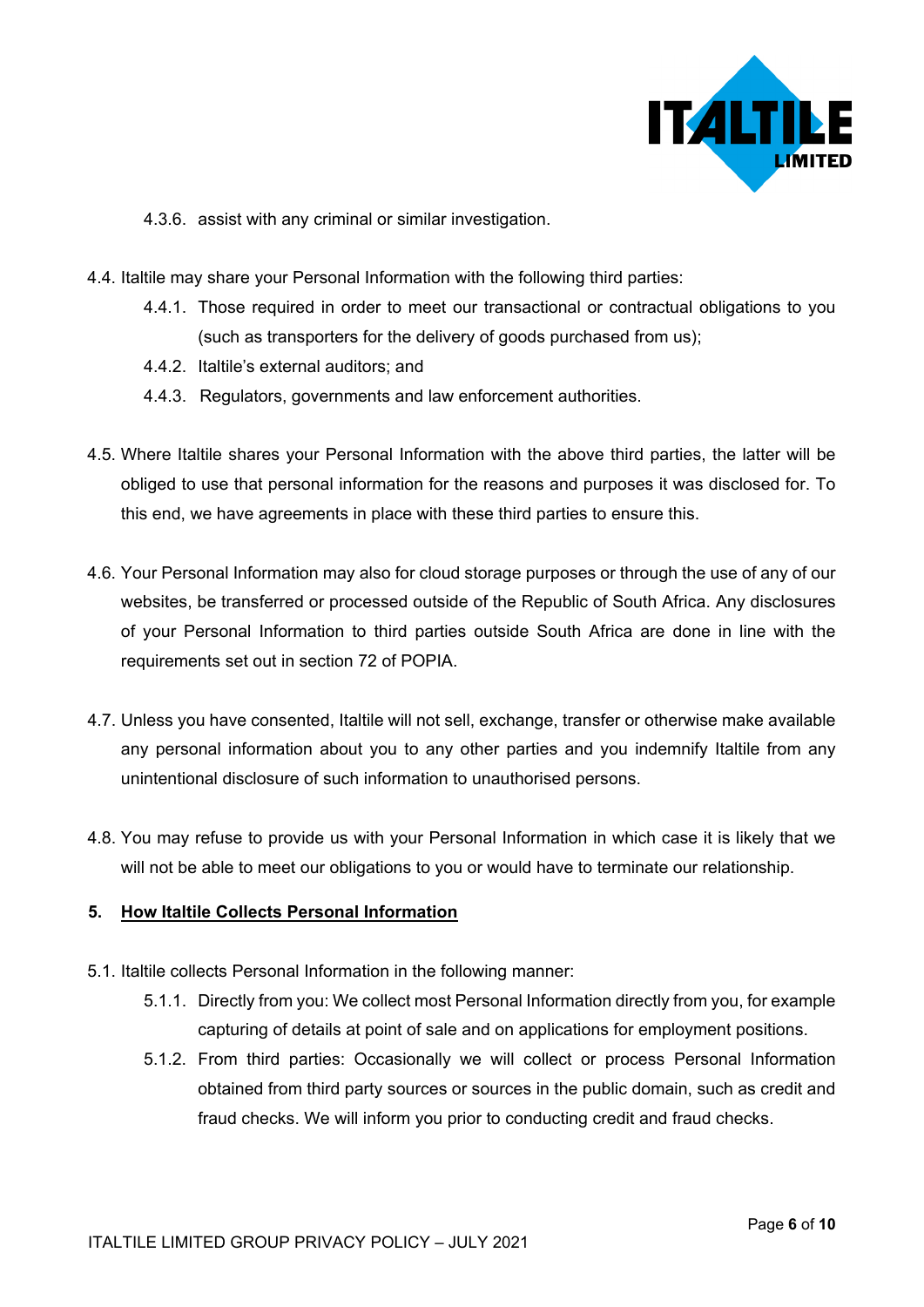4.3.6. assist with any criminal or similar investigation.

4.4. Italtile may share your Personal Information with the following third parties:

4.4.1. Those required in order to meet our transactional or contractual obligations to you (such as transporters for the delivery of goods purchased from us);

4.4.2. Italtile's external auditors; and

4.4.3. Regulators, governments and law enforcement authorities.

4.5. Where Italtile shares your Personal Information with the above third parties, the latter will be obliged to use that personal information for the reasons and purposes it was disclosed for. To this end, we have agreements in place with these third parties to ensure this.

4.6. Your Personal Information may also for cloud storage purposes or through the use of any of our websites, be transferred or processed outside of the Republic of South Africa. Any disclosures of your Personal Information to third parties outside South Africa are done in line with the requirements set out in section 72 of POPIA.

4.7. Unless you have consented, Italtile will not sell, exchange, transfer or otherwise make available any personal information about you to any other parties and you indemnify Italtile from any unintentional disclosure of such information to unauthorised persons.

4.8. You may refuse to provide us with your Personal Information in which case it is likely that we will not be able to meet our obligations to you or would have to terminate our relationship.

## 5. How Italtile Collects Personal Information

5.1. Italtile collects Personal Information in the following manner:

5.1.1. Directly from you: We collect most Personal Information directly from you, for example capturing of details at point of sale and on applications for employment positions.

5.1.2. From third parties: Occasionally we will collect or process Personal Information obtained from third party sources or sources in the public domain, such as credit and fraud checks. We will inform you prior to conducting credit and fraud checks.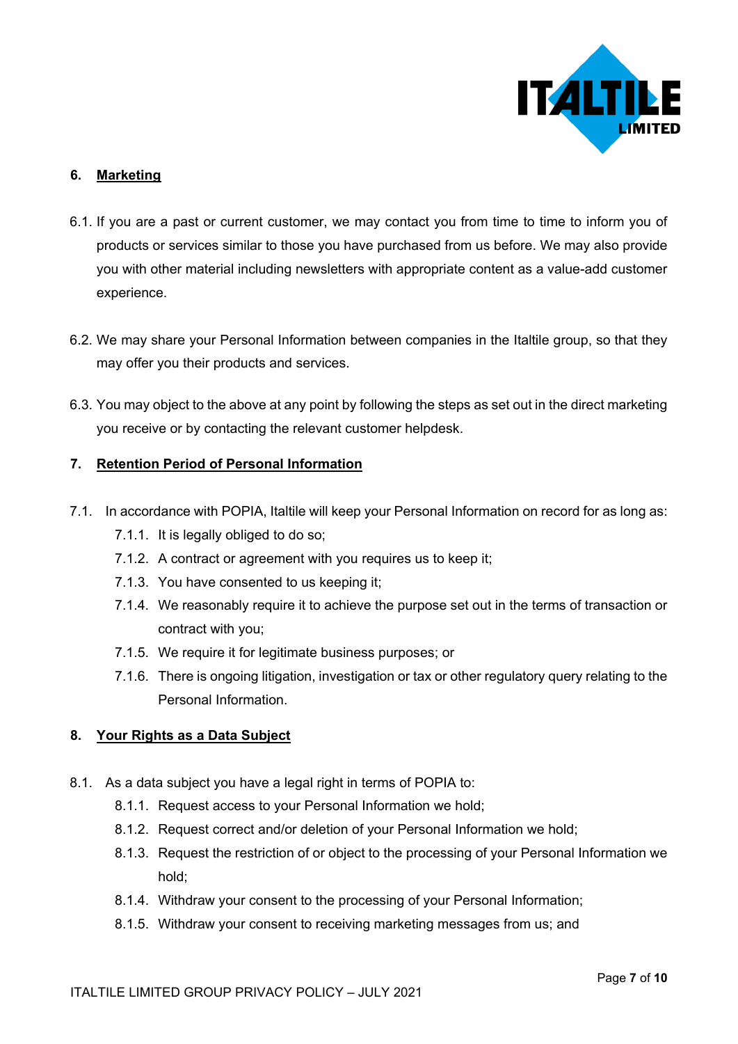## 6. Marketing

6.1. If you are a past or current customer, we may contact you from time to time to inform you of products or services similar to those you have purchased from us before. We may also provide you with other material including newsletters with appropriate content as a value-add customer experience.

6.2. We may share your Personal Information between companies in the Italtile group, so that they may offer you their products and services.

6.3. You may object to the above at any point by following the steps as set out in the direct marketing you receive or by contacting the relevant customer helpdesk.

## 7. Retention Period of Personal Information

7.1. In accordance with POPIA, Italtile will keep your Personal Information on record for as long as:

- 7.1.1. It is legally obliged to do so;
- 7.1.2. A contract or agreement with you requires us to keep it;
- 7.1.3. You have consented to us keeping it;
- 7.1.4. We reasonably require it to achieve the purpose set out in the terms of transaction or contract with you;
- 7.1.5. We require it for legitimate business purposes; or
- 7.1.6. There is ongoing litigation, investigation or tax or other regulatory query relating to the Personal Information.

## 8. Your Rights as a Data Subject

8.1. As a data subject you have a legal right in terms of POPIA to:

- 8.1.1. Request access to your Personal Information we hold;
- 8.1.2. Request correct and/or deletion of your Personal Information we hold;
- 8.1.3. Request the restriction of or object to the processing of your Personal Information we hold;
- 8.1.4. Withdraw your consent to the processing of your Personal Information;
- 8.1.5. Withdraw your consent to receiving marketing messages from us; and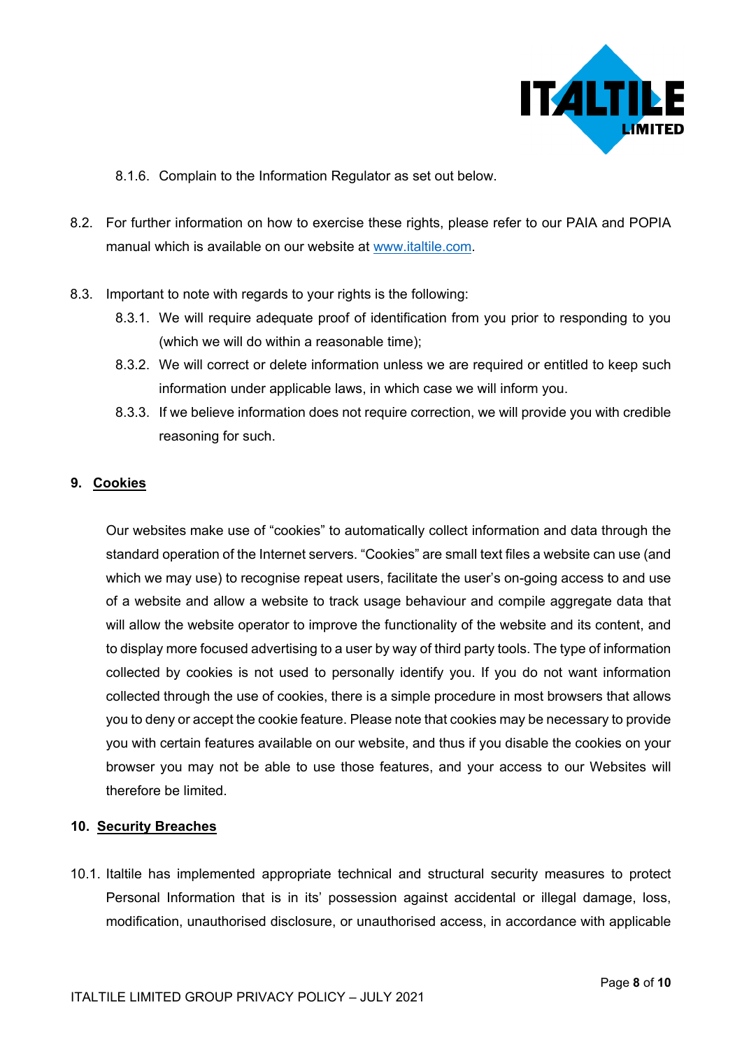8.1.6. Complain to the Information Regulator as set out below.

8.2. For further information on how to exercise these rights, please refer to our PAIA and POPIA manual which is available on our website at [www.italtile.com](http://www.italtile.com).

8.3. Important to note with regards to your rights is the following:

8.3.1. We will require adequate proof of identification from you prior to responding to you (which we will do within a reasonable time);

8.3.2. We will correct or delete information unless we are required or entitled to keep such information under applicable laws, in which case we will inform you.

8.3.3. If we believe information does not require correction, we will provide you with credible reasoning for such.

## 9. Cookies

Our websites make use of “cookies” to automatically collect information and data through the standard operation of the Internet servers. “Cookies” are small text files a website can use (and which we may use) to recognise repeat users, facilitate the user’s on-going access to and use of a website and allow a website to track usage behaviour and compile aggregate data that will allow the website operator to improve the functionality of the website and its content, and to display more focused advertising to a user by way of third party tools. The type of information collected by cookies is not used to personally identify you. If you do not want information collected through the use of cookies, there is a simple procedure in most browsers that allows you to deny or accept the cookie feature. Please note that cookies may be necessary to provide you with certain features available on our website, and thus if you disable the cookies on your browser you may not be able to use those features, and your access to our Websites will therefore be limited.

## 10. Security Breaches

10.1. Italtile has implemented appropriate technical and structural security measures to protect Personal Information that is in its’ possession against accidental or illegal damage, loss, modification, unauthorised disclosure, or unauthorised access, in accordance with applicable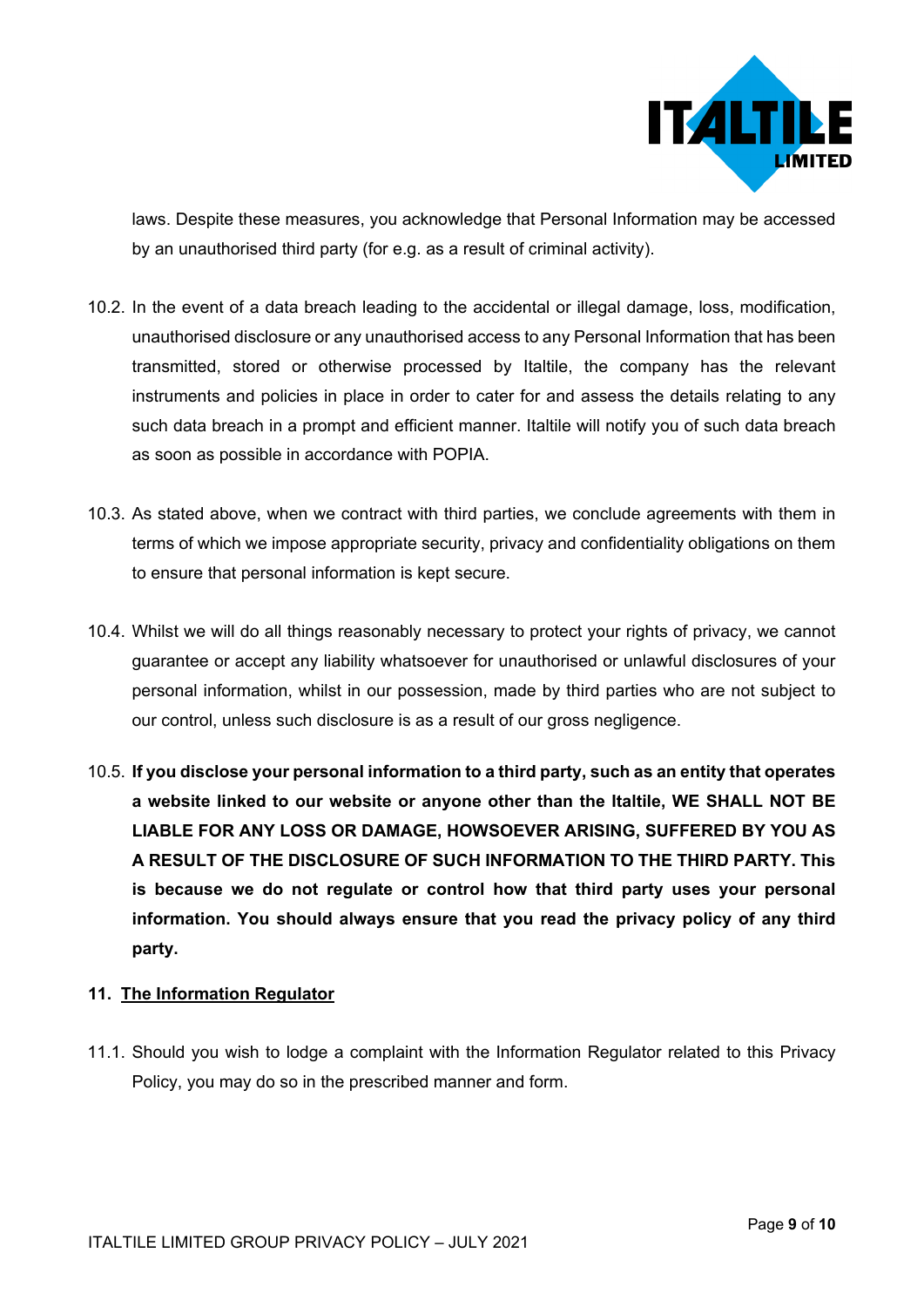laws. Despite these measures, you acknowledge that Personal Information may be accessed by an unauthorised third party (for e.g. as a result of criminal activity).

10.2. In the event of a data breach leading to the accidental or illegal damage, loss, modification, unauthorised disclosure or any unauthorised access to any Personal Information that has been transmitted, stored or otherwise processed by Italtile, the company has the relevant instruments and policies in place in order to cater for and assess the details relating to any such data breach in a prompt and efficient manner. Italtile will notify you of such data breach as soon as possible in accordance with POPIA.

10.3. As stated above, when we contract with third parties, we conclude agreements with them in terms of which we impose appropriate security, privacy and confidentiality obligations on them to ensure that personal information is kept secure.

10.4. Whilst we will do all things reasonably necessary to protect your rights of privacy, we cannot guarantee or accept any liability whatsoever for unauthorised or unlawful disclosures of your personal information, whilst in our possession, made by third parties who are not subject to our control, unless such disclosure is as a result of our gross negligence.

10.5. **If you disclose your personal information to a third party, such as an entity that operates a website linked to our website or anyone other than the Italtile, WE SHALL NOT BE LIABLE FOR ANY LOSS OR DAMAGE, HOWSOEVER ARISING, SUFFERED BY YOU AS A RESULT OF THE DISCLOSURE OF SUCH INFORMATION TO THE THIRD PARTY. This is because we do not regulate or control how that third party uses your personal information. You should always ensure that you read the privacy policy of any third party.**

## 11. The Information Regulator

11.1. Should you wish to lodge a complaint with the Information Regulator related to this Privacy Policy, you may do so in the prescribed manner and form.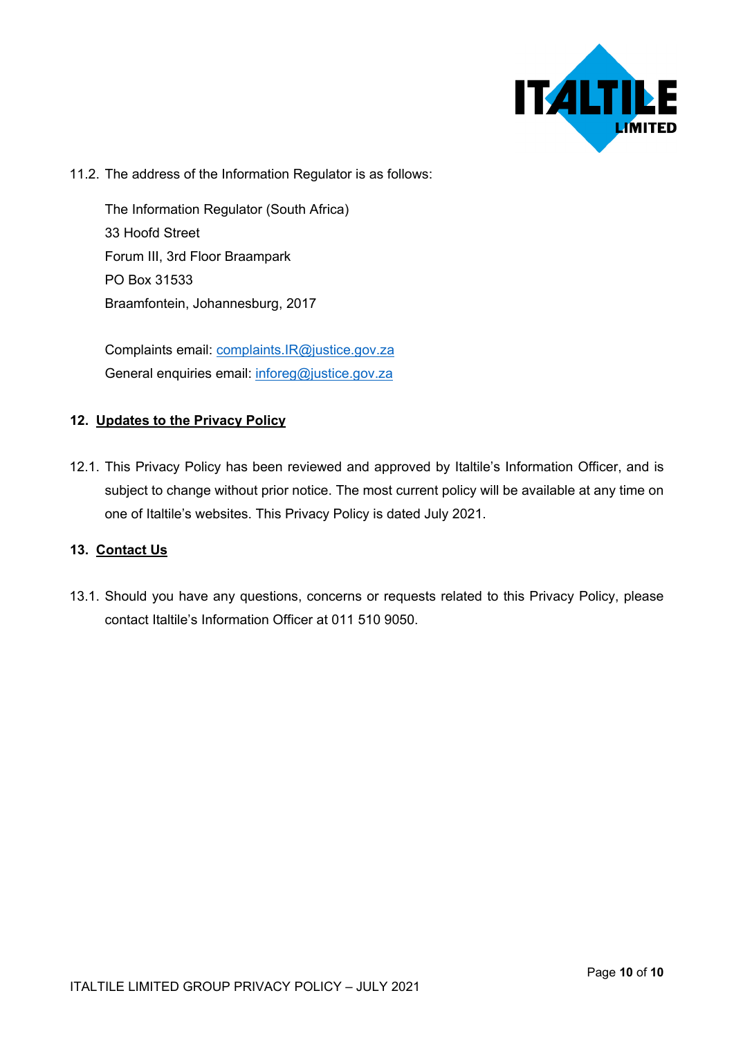11.2. The address of the Information Regulator is as follows:

The Information Regulator (South Africa)
33 Hoofd Street
Forum III, 3rd Floor Braampark
PO Box 31533
Braamfontein, Johannesburg, 2017

Complaints email: complaints.IR@justice.gov.za
General enquiries email: inforeg@justice.gov.za

## 12. Updates to the Privacy Policy

12.1. This Privacy Policy has been reviewed and approved by Italtile's Information Officer, and is subject to change without prior notice. The most current policy will be available at any time on one of Italtile's websites. This Privacy Policy is dated July 2021.

## 13. Contact Us

13.1. Should you have any questions, concerns or requests related to this Privacy Policy, please contact Italtile's Information Officer at 011 510 9050.